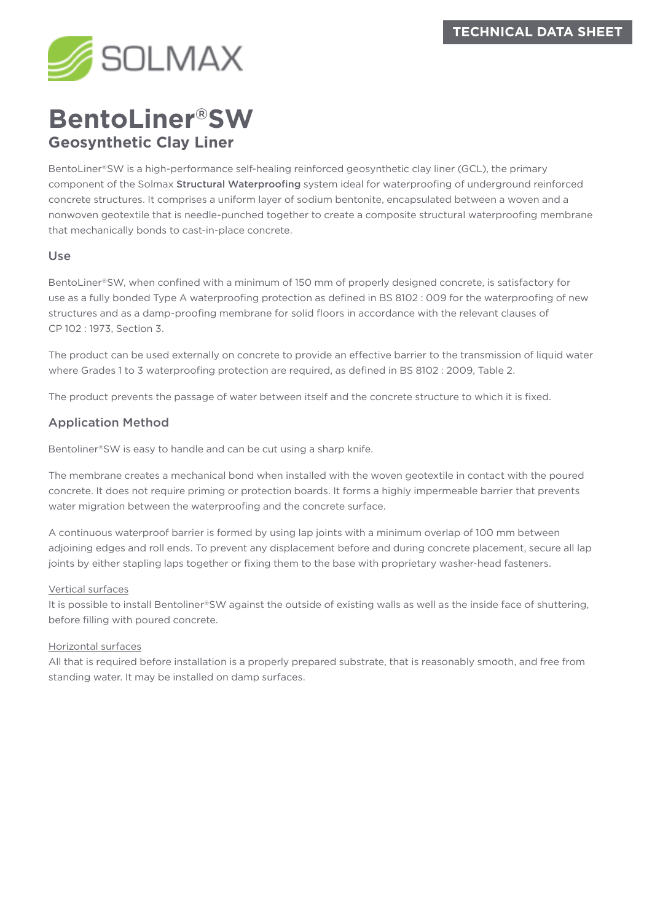TECHNICAL DATA SHEET

SOLMAX

# BentoLiner®SW

## Geosynthetic Clay Liner

BentoLiner®SW is a high-performance self-healing reinforced geosynthetic clay liner (GCL), the primary component of the Solmax **Structural Waterproofing** system ideal for waterproofing of underground reinforced concrete structures. It comprises a uniform layer of sodium bentonite, encapsulated between a woven and a nonwoven geotextile that is needle-punched together to create a composite structural waterproofing membrane that mechanically bonds to cast-in-place concrete.

### Use

BentoLiner®SW, when confined with a minimum of 150 mm of properly designed concrete, is satisfactory for use as a fully bonded Type A waterproofing protection as defined in BS 8102 : 009 for the waterproofing of new structures and as a damp-proofing membrane for solid floors in accordance with the relevant clauses of CP 102 : 1973, Section 3.

The product can be used externally on concrete to provide an effective barrier to the transmission of liquid water where Grades 1 to 3 waterproofing protection are required, as defined in BS 8102 : 2009, Table 2.

The product prevents the passage of water between itself and the concrete structure to which it is fixed.

### Application Method

Bentoliner®SW is easy to handle and can be cut using a sharp knife.

The membrane creates a mechanical bond when installed with the woven geotextile in contact with the poured concrete. It does not require priming or protection boards. It forms a highly impermeable barrier that prevents water migration between the waterproofing and the concrete surface.

A continuous waterproof barrier is formed by using lap joints with a minimum overlap of 100 mm between adjoining edges and roll ends. To prevent any displacement before and during concrete placement, secure all lap joints by either stapling laps together or fixing them to the base with proprietary washer-head fasteners.

Vertical surfaces

It is possible to install Bentoliner®SW against the outside of existing walls as well as the inside face of shuttering, before filling with poured concrete.

Horizontal surfaces

All that is required before installation is a properly prepared substrate, that is reasonably smooth, and free from standing water. It may be installed on damp surfaces.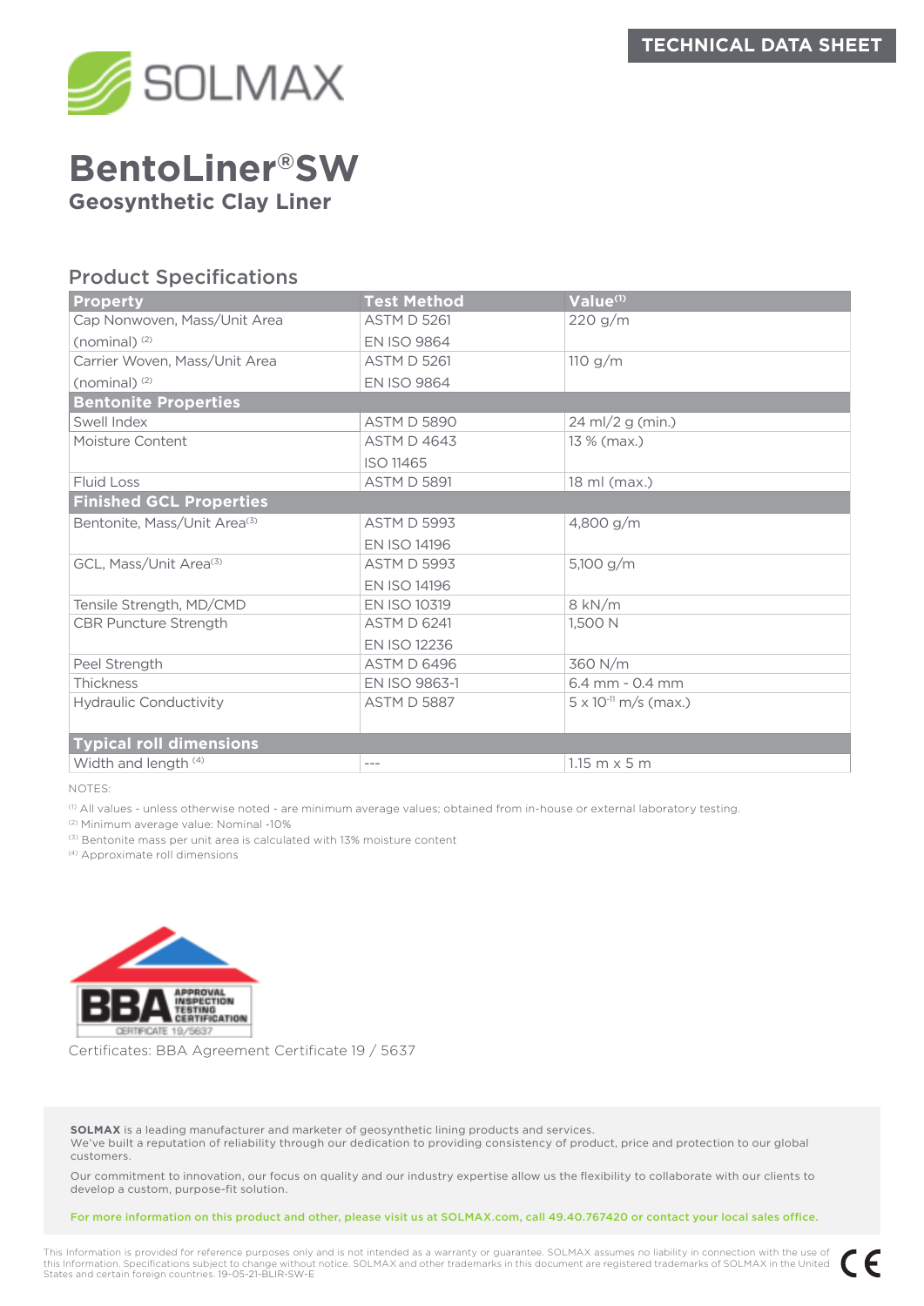TECHNICAL DATA SHEET

SOLMAX

# BentoLiner®SW

## Geosynthetic Clay Liner

### Product Specifications

| Property | Test Method | Value[1] |
|---|---|---|
| Cap Nonwoven, Mass/Unit Area (nominal) [2] | ASTM D 5261<br>EN ISO 9864 | 220 g/m |
| Carrier Woven, Mass/Unit Area (nominal) [2] | ASTM D 5261<br>EN ISO 9864 | 110 g/m |
| **Bentonite Properties** | | |
| Swell Index | ASTM D 5890 | 24 ml/2 g (min.) |
| Moisture Content | ASTM D 4643<br>ISO 11465 | 13 % (max.) |
| Fluid Loss | ASTM D 5891 | 18 ml (max.) |
| **Finished GCL Properties** | | |
| Bentonite, Mass/Unit Area[3] | ASTM D 5993<br>EN ISO 14196 | 4,800 g/m |
| GCL, Mass/Unit Area[3] | ASTM D 5993<br>EN ISO 14196 | 5,100 g/m |
| Tensile Strength, MD/CMD | EN ISO 10319 | 8 kN/m |
| CBR Puncture Strength | ASTM D 6241<br>EN ISO 12236 | 1,500 N |
| Peel Strength | ASTM D 6496 | 360 N/m |
| Thickness | EN ISO 9863-1 | 6.4 mm - 0.4 mm |
| Hydraulic Conductivity | ASTM D 5887 | $5 \times 10^{-11}$ m/s (max.) |
| **Typical roll dimensions** | | |
| Width and length [4] | --- | 1.15 m x 5 m |

NOTES:

[1] All values - unless otherwise noted - are minimum average values; obtained from in-house or external laboratory testing.
[2] Minimum average value: Nominal -10%
[3] Bentonite mass per unit area is calculated with 13% moisture content
[4] Approximate roll dimensions

BBA APPROVAL INSPECTION TESTING CERTIFICATION
CERTIFICATE 19/5637

Certificates: BBA Agreement Certificate 19 / 5637

**SOLMAX** is a leading manufacturer and marketer of geosynthetic lining products and services.
We've built a reputation of reliability through our dedication to providing consistency of product, price and protection to our global customers.

Our commitment to innovation, our focus on quality and our industry expertise allow us the flexibility to collaborate with our clients to develop a custom, purpose-fit solution.

For more information on this product and other, please visit us at SOLMAX.com, call 49.40.767420 or contact your local sales office.

This Information is provided for reference purposes only and is not intended as a warranty or guarantee. SOLMAX assumes no liability in connection with the use of this Information. Specifications subject to change without notice. SOLMAX and other trademarks in this document are registered trademarks of SOLMAX in the United States and certain foreign countries. 19-05-21-BLIR-SW-E

CE